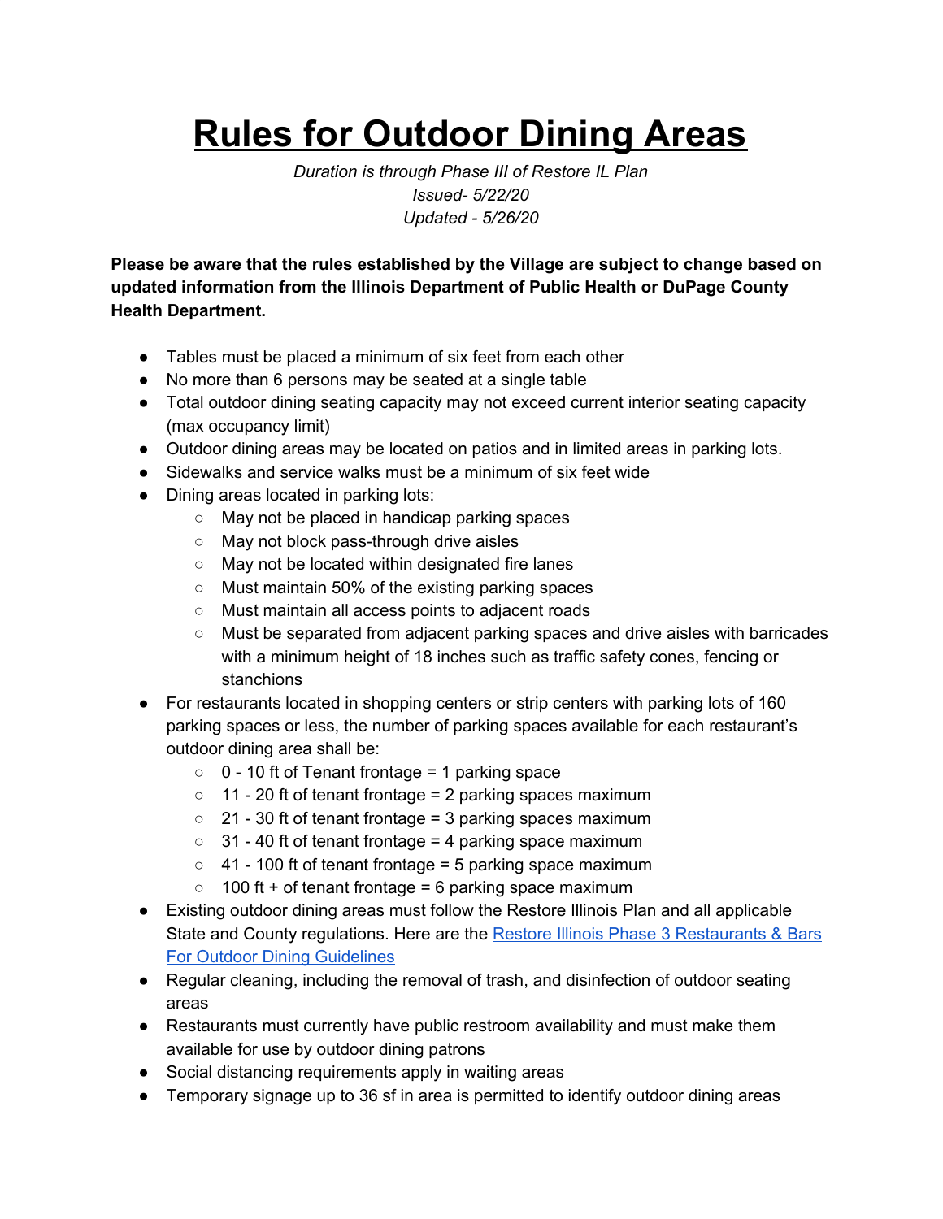# Rules for Outdoor Dining Areas

*Duration is through Phase III of Restore IL Plan*
*Issued- 5/22/20*
*Updated - 5/26/20*

**Please be aware that the rules established by the Village are subject to change based on updated information from the Illinois Department of Public Health or DuPage County Health Department.**

- Tables must be placed a minimum of six feet from each other
- No more than 6 persons may be seated at a single table
- Total outdoor dining seating capacity may not exceed current interior seating capacity (max occupancy limit)
- Outdoor dining areas may be located on patios and in limited areas in parking lots.
- Sidewalks and service walks must be a minimum of six feet wide
- Dining areas located in parking lots:
  - May not be placed in handicap parking spaces
  - May not block pass-through drive aisles
  - May not be located within designated fire lanes
  - Must maintain 50% of the existing parking spaces
  - Must maintain all access points to adjacent roads
  - Must be separated from adjacent parking spaces and drive aisles with barricades with a minimum height of 18 inches such as traffic safety cones, fencing or stanchions
- For restaurants located in shopping centers or strip centers with parking lots of 160 parking spaces or less, the number of parking spaces available for each restaurant's outdoor dining area shall be:
  - 0 - 10 ft of Tenant frontage = 1 parking space
  - 11 - 20 ft of tenant frontage = 2 parking spaces maximum
  - 21 - 30 ft of tenant frontage = 3 parking spaces maximum
  - 31 - 40 ft of tenant frontage = 4 parking space maximum
  - 41 - 100 ft of tenant frontage = 5 parking space maximum
  - 100 ft + of tenant frontage = 6 parking space maximum
- Existing outdoor dining areas must follow the Restore Illinois Plan and all applicable State and County regulations. Here are the Restore Illinois Phase 3 Restaurants & Bars For Outdoor Dining Guidelines
- Regular cleaning, including the removal of trash, and disinfection of outdoor seating areas
- Restaurants must currently have public restroom availability and must make them available for use by outdoor dining patrons
- Social distancing requirements apply in waiting areas
- Temporary signage up to 36 sf in area is permitted to identify outdoor dining areas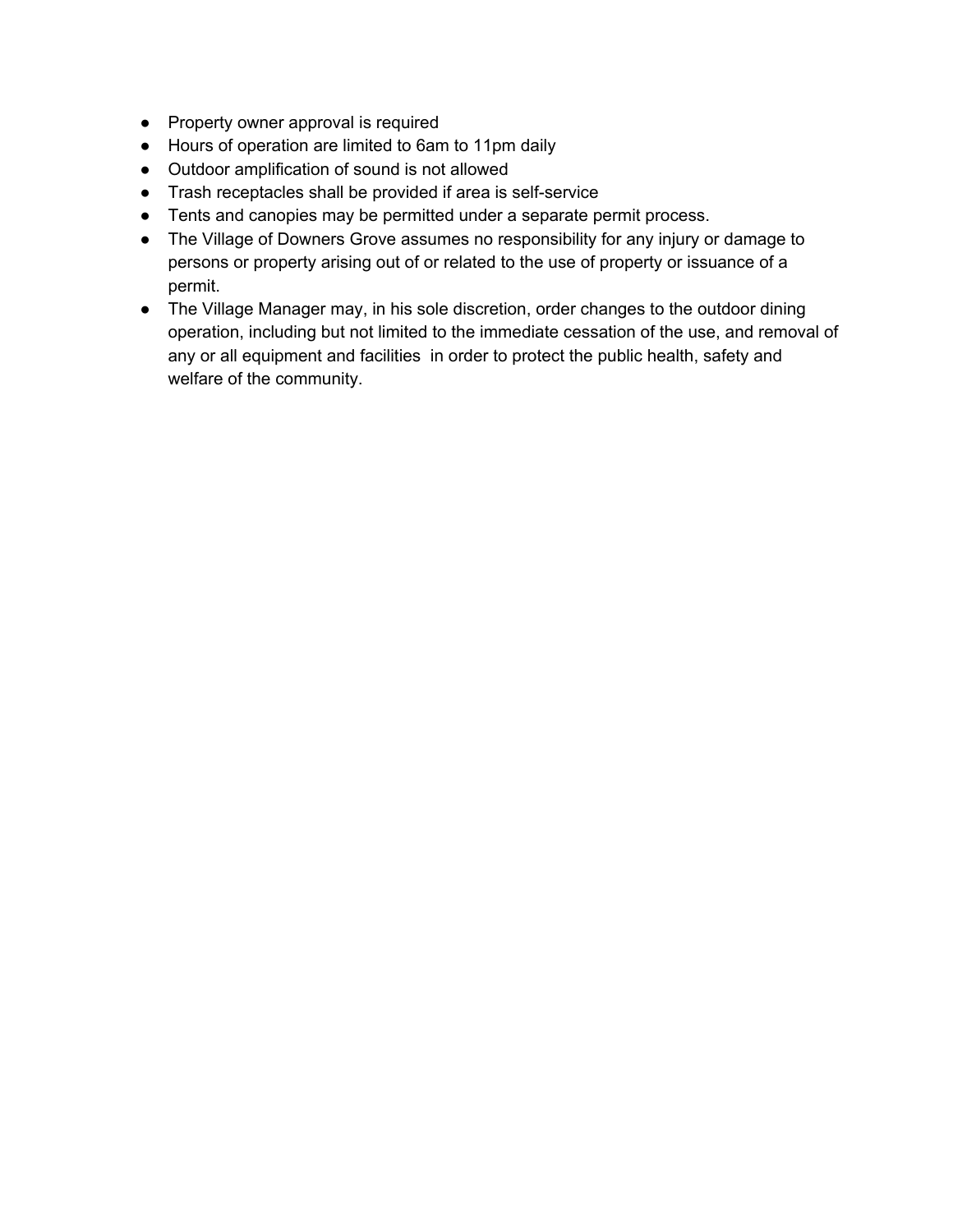- Property owner approval is required
- Hours of operation are limited to 6am to 11pm daily
- Outdoor amplification of sound is not allowed
- Trash receptacles shall be provided if area is self-service
- Tents and canopies may be permitted under a separate permit process.
- The Village of Downers Grove assumes no responsibility for any injury or damage to persons or property arising out of or related to the use of property or issuance of a permit.
- The Village Manager may, in his sole discretion, order changes to the outdoor dining operation, including but not limited to the immediate cessation of the use, and removal of any or all equipment and facilities in order to protect the public health, safety and welfare of the community.